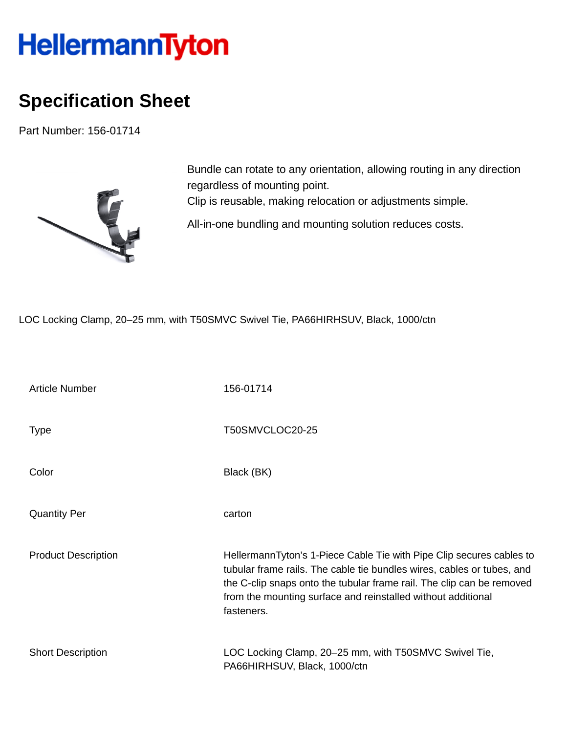# HellermannTyton

## Specification Sheet

Part Number: 156-01714

Bundle can rotate to any orientation, allowing routing in any direction regardless of mounting point.
Clip is reusable, making relocation or adjustments simple.

All-in-one bundling and mounting solution reduces costs.

LOC Locking Clamp, 20–25 mm, with T50SMVC Swivel Tie, PA66HIRHSUV, Black, 1000/ctn

| | |
|---|---|
| Article Number | 156-01714 |
| Type | T50SMVCLOC20-25 |
| Color | Black (BK) |
| Quantity Per | carton |
| Product Description | HellermannTyton's 1-Piece Cable Tie with Pipe Clip secures cables to tubular frame rails. The cable tie bundles wires, cables or tubes, and the C-clip snaps onto the tubular frame rail. The clip can be removed from the mounting surface and reinstalled without additional fasteners. |
| Short Description | LOC Locking Clamp, 20–25 mm, with T50SMVC Swivel Tie, PA66HIRHSUV, Black, 1000/ctn |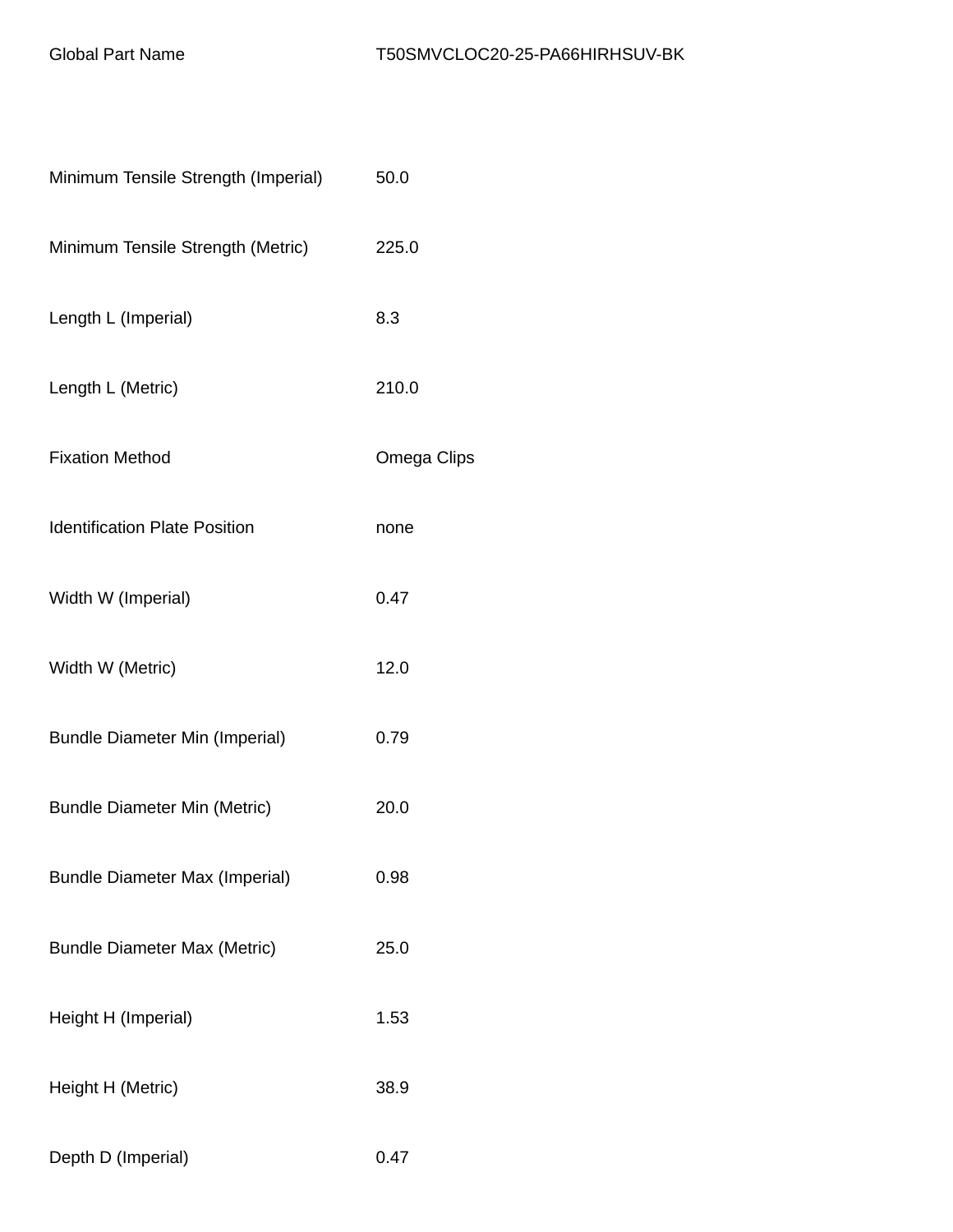| | |
|---|---|
| Global Part Name | T50SMVCLOC20-25-PA66HIRHSUV-BK |
| Minimum Tensile Strength (Imperial) | 50.0 |
| Minimum Tensile Strength (Metric) | 225.0 |
| Length L (Imperial) | 8.3 |
| Length L (Metric) | 210.0 |
| Fixation Method | Omega Clips |
| Identification Plate Position | none |
| Width W (Imperial) | 0.47 |
| Width W (Metric) | 12.0 |
| Bundle Diameter Min (Imperial) | 0.79 |
| Bundle Diameter Min (Metric) | 20.0 |
| Bundle Diameter Max (Imperial) | 0.98 |
| Bundle Diameter Max (Metric) | 25.0 |
| Height H (Imperial) | 1.53 |
| Height H (Metric) | 38.9 |
| Depth D (Imperial) | 0.47 |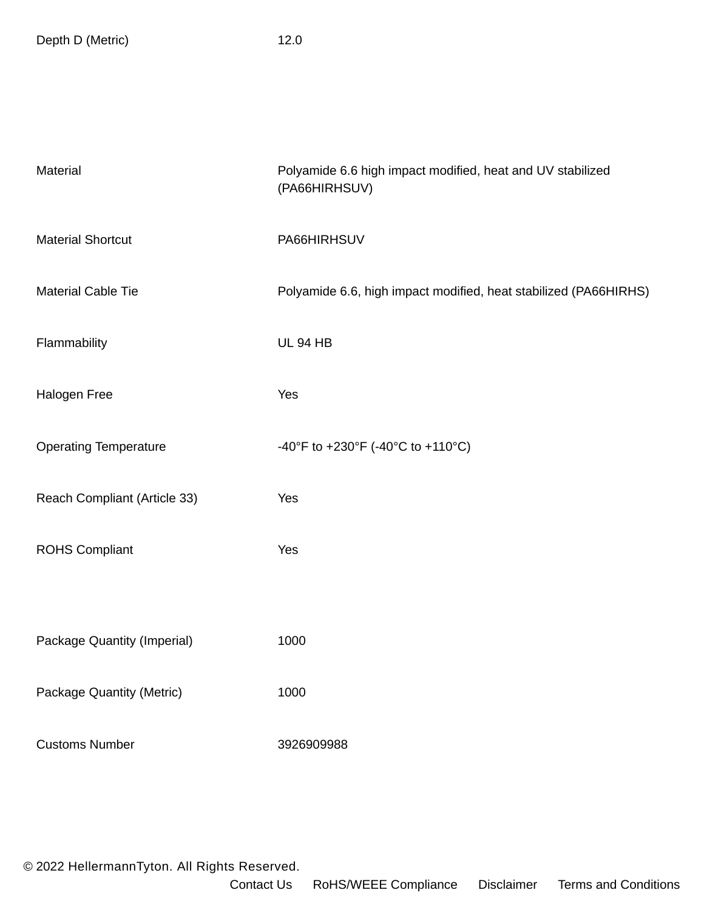| | |
|---|---|
| Depth D (Metric) | 12.0 |

| | |
|---|---|
| Material | Polyamide 6.6 high impact modified, heat and UV stabilized (PA66HIRHSUV) |
| Material Shortcut | PA66HIRHSUV |
| Material Cable Tie | Polyamide 6.6, high impact modified, heat stabilized (PA66HIRHS) |
| Flammability | UL 94 HB |
| Halogen Free | Yes |
| Operating Temperature | -40°F to +230°F (-40°C to +110°C) |
| Reach Compliant (Article 33) | Yes |
| ROHS Compliant | Yes |

| | |
|---|---|
| Package Quantity (Imperial) | 1000 |
| Package Quantity (Metric) | 1000 |
| Customs Number | 3926909988 |

© 2022 HellermannTyton. All Rights Reserved.

Contact Us RoHS/WEEE Compliance Disclaimer Terms and Conditions